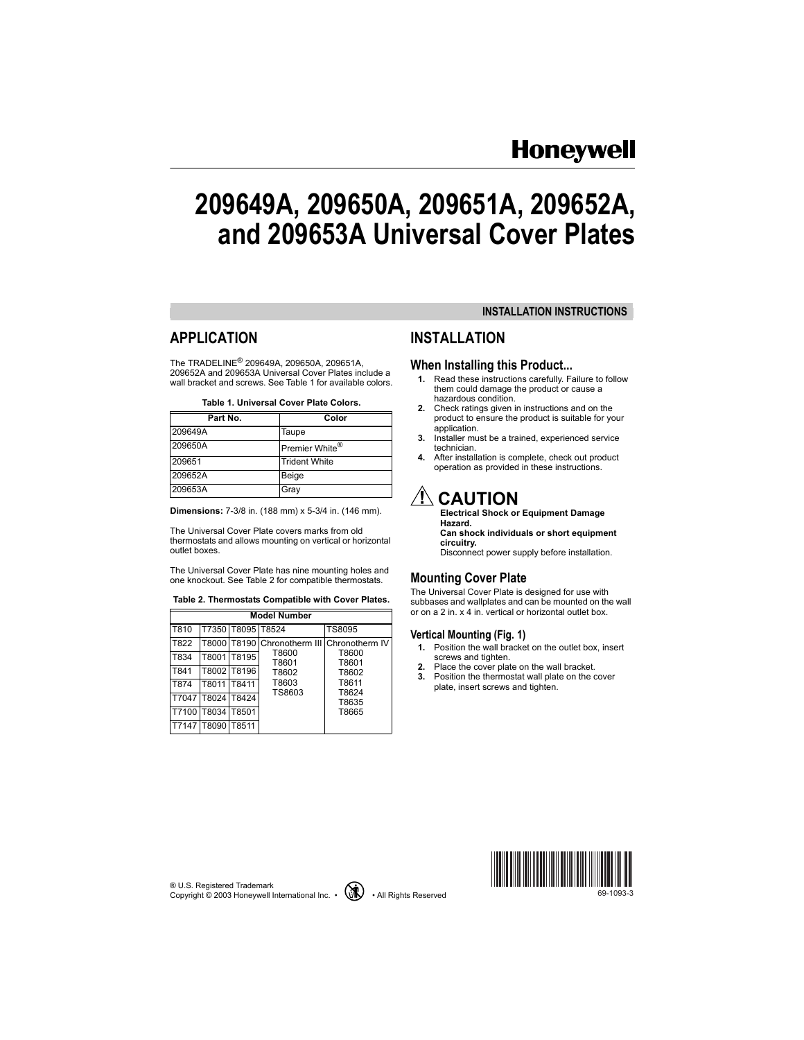Honeywell

# 209649A, 209650A, 209651A, 209652A, and 209653A Universal Cover Plates

INSTALLATION INSTRUCTIONS

## APPLICATION

The TRADELINE® 209649A, 209650A, 209651A, 209652A and 209653A Universal Cover Plates include a wall bracket and screws. See Table 1 for available colors.

**Table 1. Universal Cover Plate Colors.**

| Part No. | Color |
|---|---|
| 209649A | Taupe |
| 209650A | Premier White® |
| 209651 | Trident White |
| 209652A | Beige |
| 209653A | Gray |

**Dimensions:** 7-3/8 in. (188 mm) x 5-3/4 in. (146 mm).

The Universal Cover Plate covers marks from old thermostats and allows mounting on vertical or horizontal outlet boxes.

The Universal Cover Plate has nine mounting holes and one knockout. See Table 2 for compatible thermostats.

**Table 2. Thermostats Compatible with Cover Plates.**

| Model Number | | | | |
|---|---|---|---|---|
| T810 | T7350 | T8095 | T8524 | TS8095 |
| T822 | T8000 | T8190 | Chronotherm III<br>T8600<br>T8601<br>T8602<br>T8603<br>TS8603 | Chronotherm IV<br>T8600<br>T8601<br>T8602<br>T8611<br>T8624<br>T8635<br>T8665 |
| T834 | T8001 | T8195 | | |
| T841 | T8002 | T8196 | | |
| T874 | T8011 | T8411 | | |
| T7047 | T8024 | T8424 | | |
| T7100 | T8034 | T8501 | | |
| T7147 | T8090 | T8511 | | |

## INSTALLATION

### When Installing this Product...

1. Read these instructions carefully. Failure to follow them could damage the product or cause a hazardous condition.
2. Check ratings given in instructions and on the product to ensure the product is suitable for your application.
3. Installer must be a trained, experienced service technician.
4. After installation is complete, check out product operation as provided in these instructions.

**CAUTION**

**Electrical Shock or Equipment Damage Hazard.**
**Can shock individuals or short equipment circuitry.**
Disconnect power supply before installation.

### Mounting Cover Plate

The Universal Cover Plate is designed for use with subbases and wallplates and can be mounted on the wall or on a 2 in. x 4 in. vertical or horizontal outlet box.

#### Vertical Mounting (Fig. 1)

1. Position the wall bracket on the outlet box, insert screws and tighten.
2. Place the cover plate on the wall bracket.
3. Position the thermostat wall plate on the cover plate, insert screws and tighten.

® U.S. Registered Trademark
Copyright © 2003 Honeywell International Inc. • All Rights Reserved

69-1093-3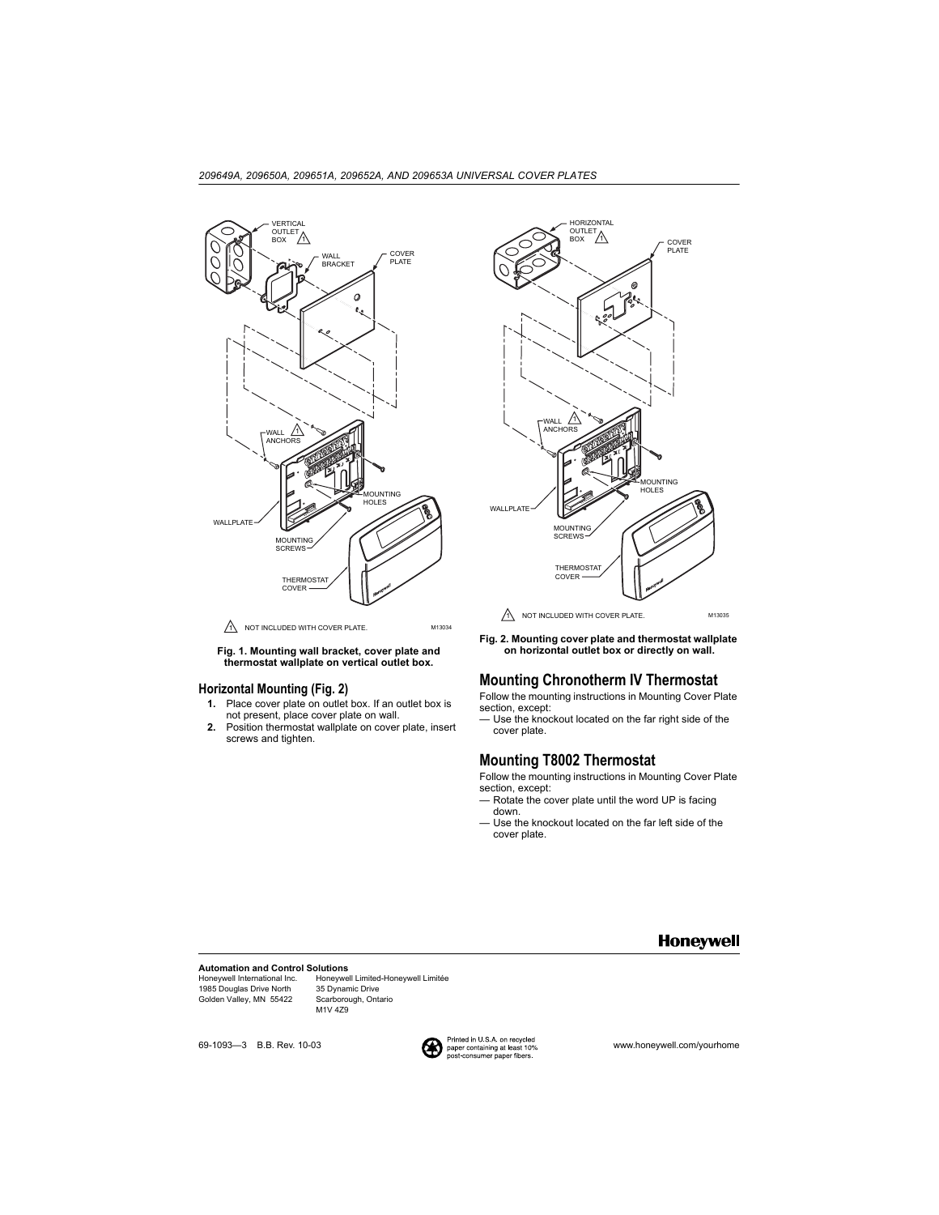VERTICAL OUTLET BOX ⚠1

WALL BRACKET

COVER PLATE

WALL ANCHORS ⚠1

MOUNTING HOLES

WALLPLATE

MOUNTING SCREWS

THERMOSTAT COVER

⚠1 NOT INCLUDED WITH COVER PLATE.

M13034

**Fig. 1. Mounting wall bracket, cover plate and thermostat wallplate on vertical outlet box.**

## Horizontal Mounting (Fig. 2)

1. Place cover plate on outlet box. If an outlet box is not present, place cover plate on wall.
2. Position thermostat wallplate on cover plate, insert screws and tighten.

HORIZONTAL OUTLET BOX ⚠1

COVER PLATE

WALL ANCHORS ⚠1

MOUNTING HOLES

WALLPLATE

MOUNTING SCREWS

THERMOSTAT COVER

⚠1 NOT INCLUDED WITH COVER PLATE.

M13035

**Fig. 2. Mounting cover plate and thermostat wallplate on horizontal outlet box or directly on wall.**

## Mounting Chronotherm IV Thermostat

Follow the mounting instructions in Mounting Cover Plate section, except:

— Use the knockout located on the far right side of the cover plate.

## Mounting T8002 Thermostat

Follow the mounting instructions in Mounting Cover Plate section, except:

— Rotate the cover plate until the word UP is facing down.

— Use the knockout located on the far left side of the cover plate.

**Honeywell**

**Automation and Control Solutions**

Honeywell International Inc.
1985 Douglas Drive North
Golden Valley, MN 55422

Honeywell Limited-Honeywell Limitée
35 Dynamic Drive
Scarborough, Ontario
M1V 4Z9

69-1093—3 B.B. Rev. 10-03

Printed in U.S.A. on recycled paper containing at least 10% post-consumer paper fibers.

www.honeywell.com/yourhome